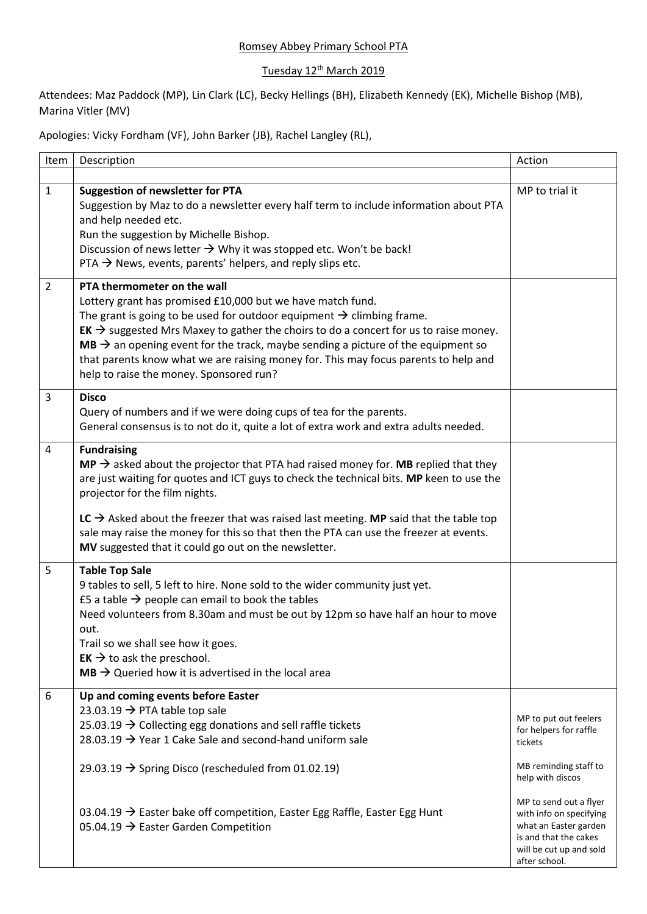Romsey Abbey Primary School PTA

Tuesday 12th March 2019

Attendees: Maz Paddock (MP), Lin Clark (LC), Becky Hellings (BH), Elizabeth Kennedy (EK), Michelle Bishop (MB), Marina Vitler (MV)

Apologies: Vicky Fordham (VF), John Barker (JB), Rachel Langley (RL),

| Item | Description | Action |
|---|---|---|
| | | |
| 1 | **Suggestion of newsletter for PTA**<br>Suggestion by Maz to do a newsletter every half term to include information about PTA and help needed etc.<br>Run the suggestion by Michelle Bishop.<br>Discussion of news letter → Why it was stopped etc. Won't be back!<br>PTA → News, events, parents' helpers, and reply slips etc. | MP to trial it |
| 2 | **PTA thermometer on the wall**<br>Lottery grant has promised £10,000 but we have match fund.<br>The grant is going to be used for outdoor equipment → climbing frame.<br>**EK** → suggested Mrs Maxey to gather the choirs to do a concert for us to raise money.<br>**MB** → an opening event for the track, maybe sending a picture of the equipment so that parents know what we are raising money for. This may focus parents to help and help to raise the money. Sponsored run? | |
| 3 | **Disco**<br>Query of numbers and if we were doing cups of tea for the parents.<br>General consensus is to not do it, quite a lot of extra work and extra adults needed. | |
| 4 | **Fundraising**<br>**MP** → asked about the projector that PTA had raised money for. **MB** replied that they are just waiting for quotes and ICT guys to check the technical bits. **MP** keen to use the projector for the film nights.<br><br>**LC** → Asked about the freezer that was raised last meeting. **MP** said that the table top sale may raise the money for this so that then the PTA can use the freezer at events. **MV** suggested that it could go out on the newsletter. | |
| 5 | **Table Top Sale**<br>9 tables to sell, 5 left to hire. None sold to the wider community just yet.<br>£5 a table → people can email to book the tables<br>Need volunteers from 8.30am and must be out by 12pm so have half an hour to move out.<br>Trail so we shall see how it goes.<br>**EK** → to ask the preschool.<br>**MB** → Queried how it is advertised in the local area | |
| 6 | **Up and coming events before Easter**<br>23.03.19 → PTA table top sale<br>25.03.19 → Collecting egg donations and sell raffle tickets<br>28.03.19 → Year 1 Cake Sale and second-hand uniform sale<br><br>29.03.19 → Spring Disco (rescheduled from 01.02.19)<br><br>03.04.19 → Easter bake off competition, Easter Egg Raffle, Easter Egg Hunt<br>05.04.19 → Easter Garden Competition | MP to put out feelers for helpers for raffle tickets<br><br>MB reminding staff to help with discos<br><br>MP to send out a flyer with info on specifying what an Easter garden is and that the cakes will be cut up and sold after school. |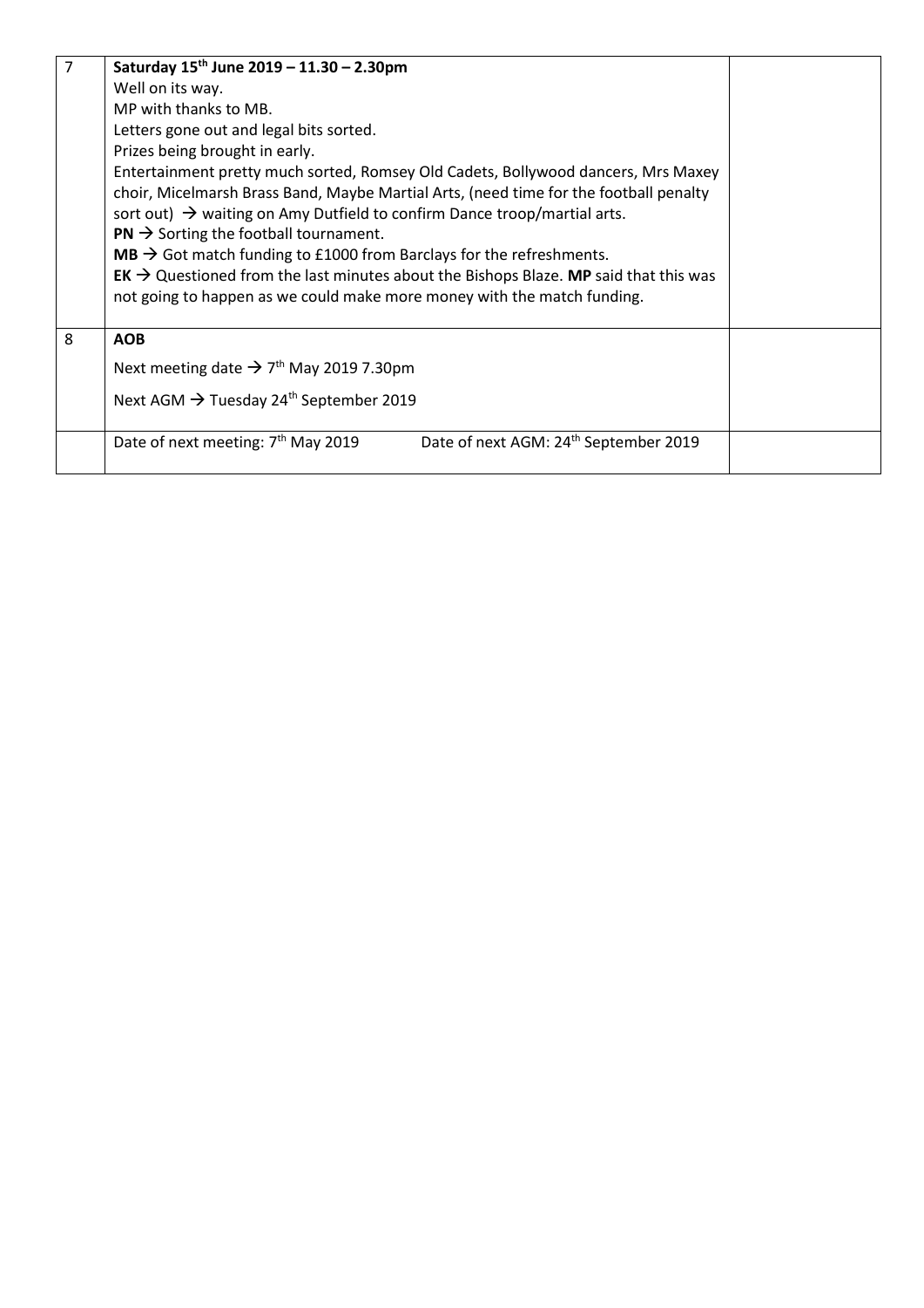| | | |
|---|---|---|
| 7 | **Saturday 15th June 2019 – 11.30 – 2.30pm**<br>Well on its way.<br>MP with thanks to MB.<br>Letters gone out and legal bits sorted.<br>Prizes being brought in early.<br>Entertainment pretty much sorted, Romsey Old Cadets, Bollywood dancers, Mrs Maxey choir, Micelmarsh Brass Band, Maybe Martial Arts, (need time for the football penalty sort out) → waiting on Amy Dutfield to confirm Dance troop/martial arts.<br>**PN** → Sorting the football tournament.<br>**MB** → Got match funding to £1000 from Barclays for the refreshments.<br>**EK** → Questioned from the last minutes about the Bishops Blaze. **MP** said that this was not going to happen as we could make more money with the match funding. | |
| 8 | **AOB**<br>Next meeting date → 7th May 2019 7.30pm<br>Next AGM → Tuesday 24th September 2019 | |
| | Date of next meeting: 7th May 2019 &nbsp;&nbsp;&nbsp;&nbsp; Date of next AGM: 24th September 2019 | |